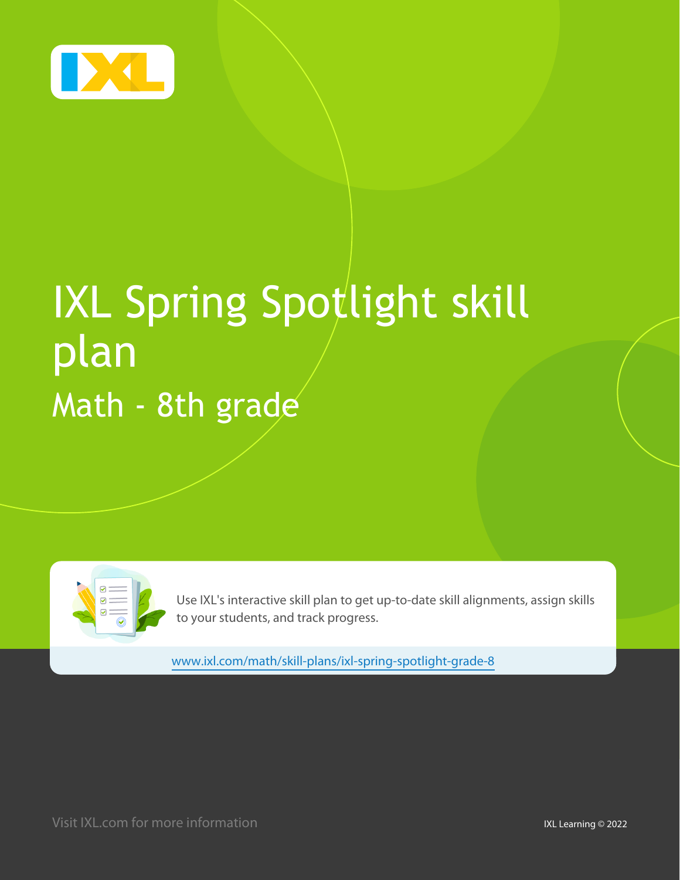# IXL Spring Spotlight skill plan

## Math - 8th grade

Use IXL's interactive skill plan to get up-to-date skill alignments, assign skills to your students, and track progress.

www.ixl.com/math/skill-plans/ixl-spring-spotlight-grade-8

Visit IXL.com for more information

IXL Learning © 2022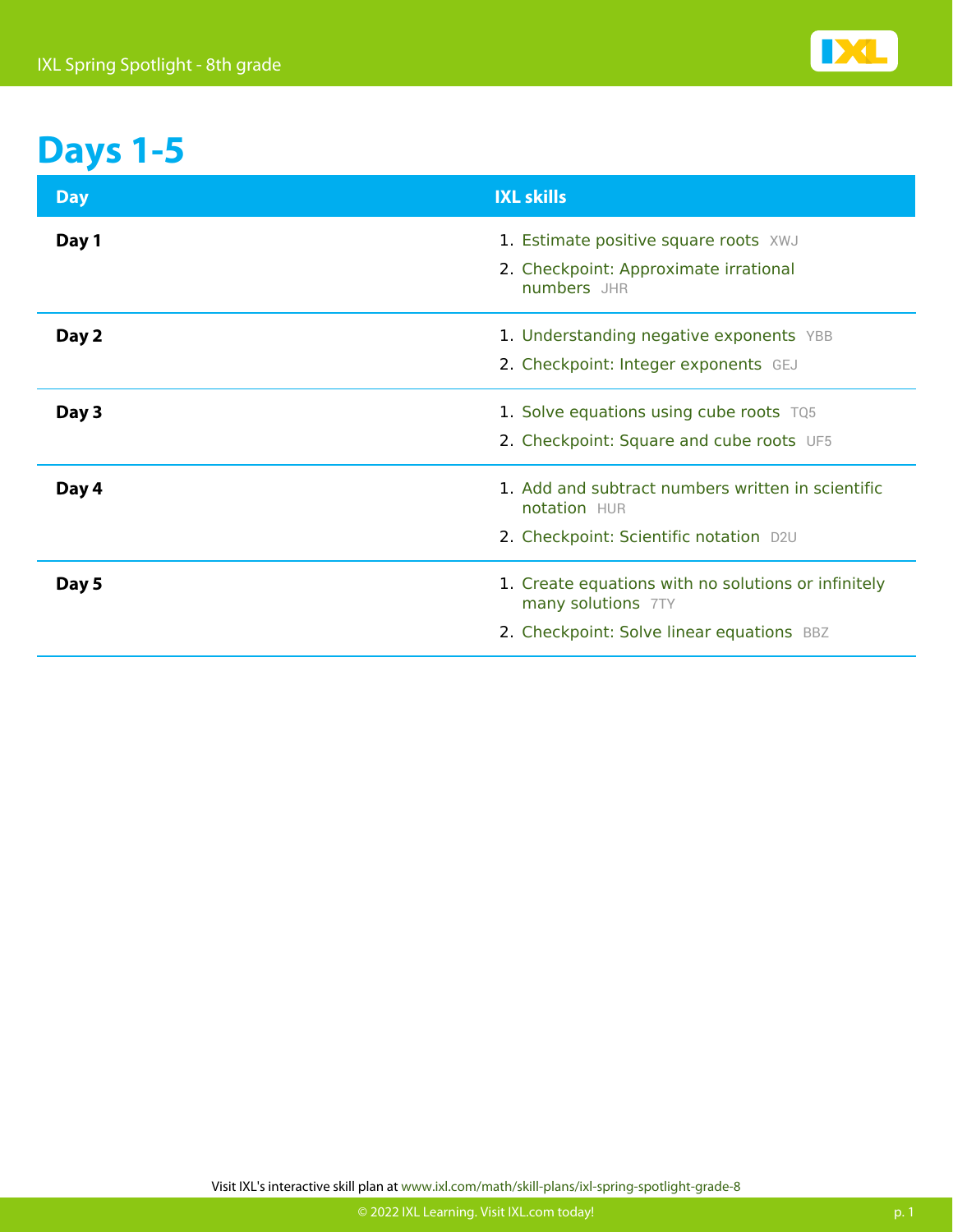# Days 1-5

| Day | IXL skills |
| --- | --- |
| **Day 1** | 1. Estimate positive square roots XWJ<br>2. Checkpoint: Approximate irrational numbers JHR |
| **Day 2** | 1. Understanding negative exponents YBB<br>2. Checkpoint: Integer exponents GEJ |
| **Day 3** | 1. Solve equations using cube roots TQ5<br>2. Checkpoint: Square and cube roots UF5 |
| **Day 4** | 1. Add and subtract numbers written in scientific notation HUR<br>2. Checkpoint: Scientific notation D2U |
| **Day 5** | 1. Create equations with no solutions or infinitely many solutions 7TY<br>2. Checkpoint: Solve linear equations BBZ |

Visit IXL's interactive skill plan at www.ixl.com/math/skill-plans/ixl-spring-spotlight-grade-8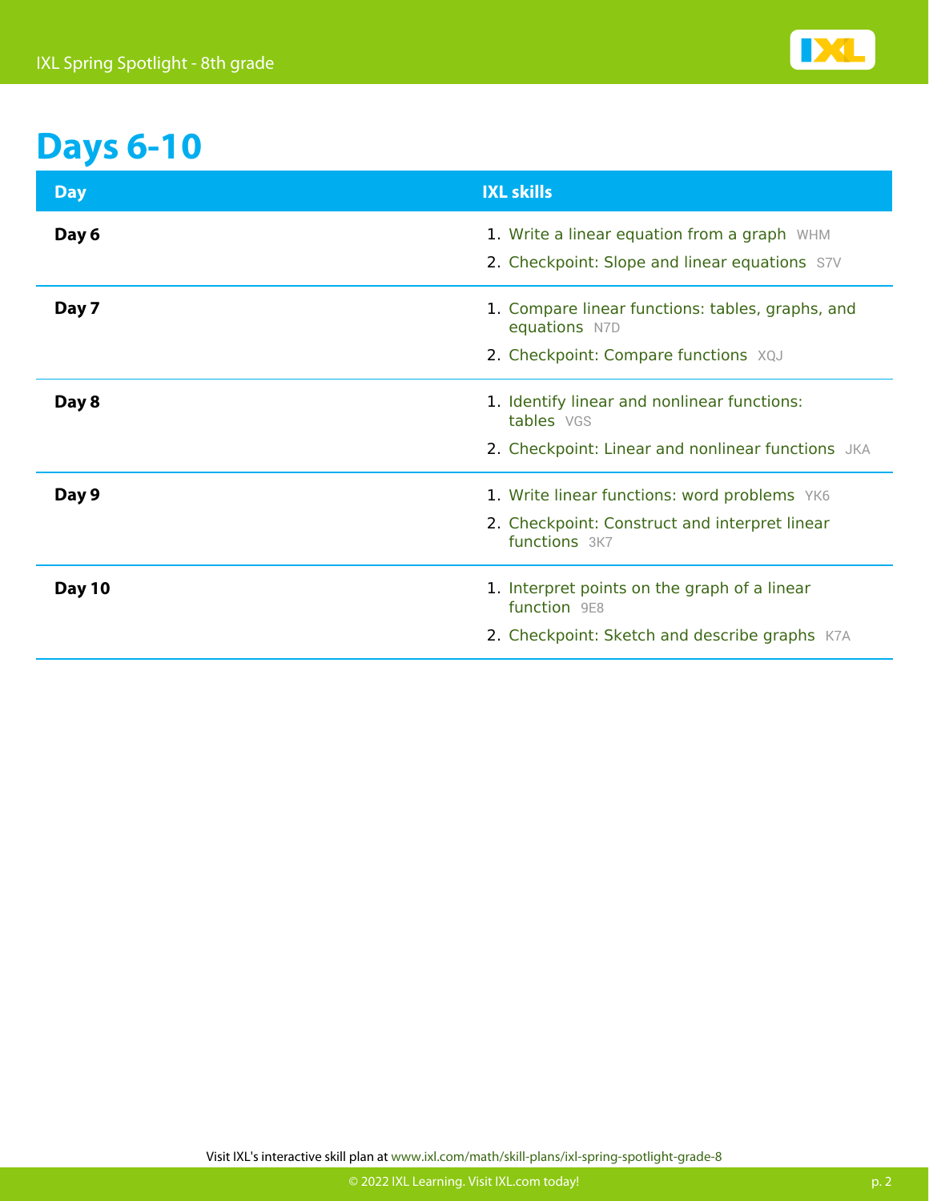# Days 6-10

| Day | IXL skills |
|---|---|
| **Day 6** | 1. Write a linear equation from a graph WHM<br>2. Checkpoint: Slope and linear equations S7V |
| **Day 7** | 1. Compare linear functions: tables, graphs, and equations N7D<br>2. Checkpoint: Compare functions XQJ |
| **Day 8** | 1. Identify linear and nonlinear functions: tables VGS<br>2. Checkpoint: Linear and nonlinear functions JKA |
| **Day 9** | 1. Write linear functions: word problems YK6<br>2. Checkpoint: Construct and interpret linear functions 3K7 |
| **Day 10** | 1. Interpret points on the graph of a linear function 9E8<br>2. Checkpoint: Sketch and describe graphs K7A |

Visit IXL's interactive skill plan at www.ixl.com/math/skill-plans/ixl-spring-spotlight-grade-8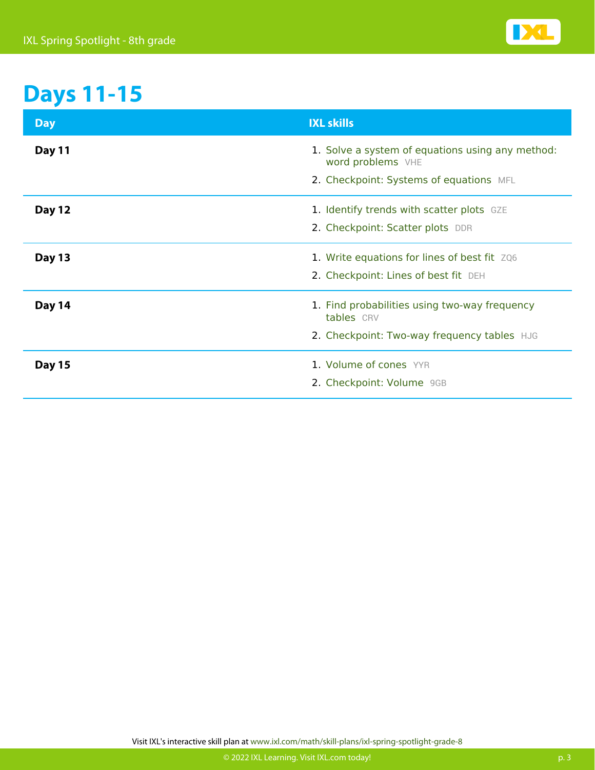# Days 11-15

| Day | IXL skills |
| --- | --- |
| **Day 11** | 1. Solve a system of equations using any method: word problems VHE<br>2. Checkpoint: Systems of equations MFL |
| **Day 12** | 1. Identify trends with scatter plots GZE<br>2. Checkpoint: Scatter plots DDR |
| **Day 13** | 1. Write equations for lines of best fit ZQ6<br>2. Checkpoint: Lines of best fit DEH |
| **Day 14** | 1. Find probabilities using two-way frequency tables CRV<br>2. Checkpoint: Two-way frequency tables HJG |
| **Day 15** | 1. Volume of cones YYR<br>2. Checkpoint: Volume 9GB |

Visit IXL's interactive skill plan at www.ixl.com/math/skill-plans/ixl-spring-spotlight-grade-8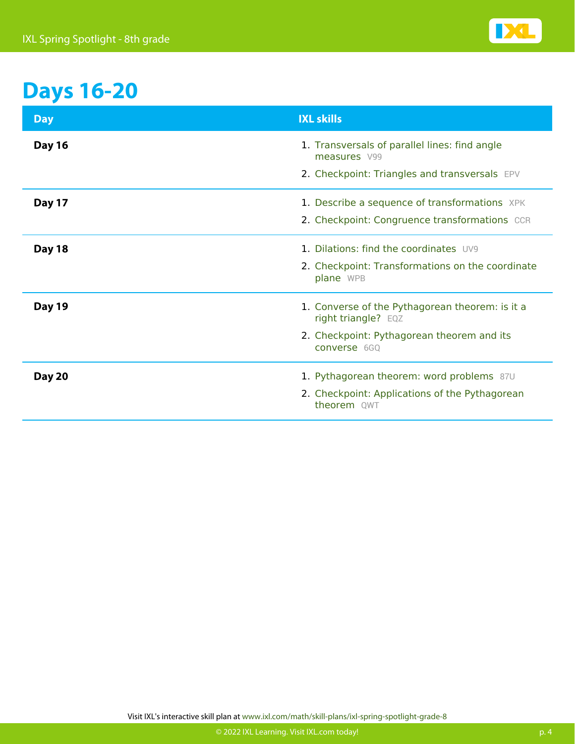# Days 16-20

| Day | IXL skills |
| --- | --- |
| **Day 16** | 1. Transversals of parallel lines: find angle measures V99<br>2. Checkpoint: Triangles and transversals EPV |
| **Day 17** | 1. Describe a sequence of transformations XPK<br>2. Checkpoint: Congruence transformations CCR |
| **Day 18** | 1. Dilations: find the coordinates UV9<br>2. Checkpoint: Transformations on the coordinate plane WPB |
| **Day 19** | 1. Converse of the Pythagorean theorem: is it a right triangle? EQZ<br>2. Checkpoint: Pythagorean theorem and its converse 6GQ |
| **Day 20** | 1. Pythagorean theorem: word problems 87U<br>2. Checkpoint: Applications of the Pythagorean theorem QWT |

Visit IXL's interactive skill plan at www.ixl.com/math/skill-plans/ixl-spring-spotlight-grade-8